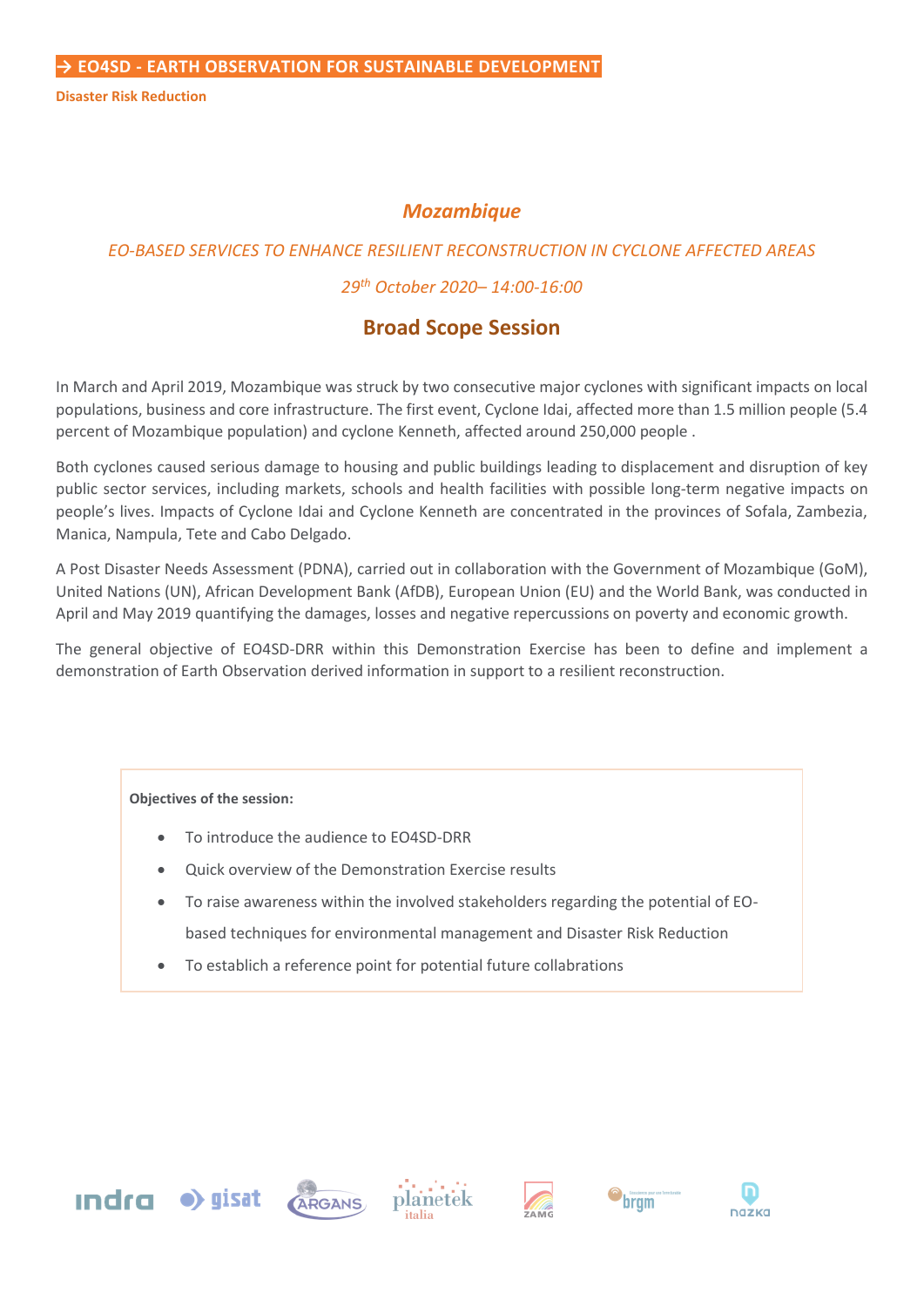**→ EO4SD - EARTH OBSERVATION FOR SUSTAINABLE DEVELOPMENT**

**Disaster Risk Reduction**

# *Mozambique*

*EO-BASED SERVICES TO ENHANCE RESILIENT RECONSTRUCTION IN CYCLONE AFFECTED AREAS*

*29th October 2020– 14:00-16:00*

## Broad Scope Session

In March and April 2019, Mozambique was struck by two consecutive major cyclones with significant impacts on local populations, business and core infrastructure. The first event, Cyclone Idai, affected more than 1.5 million people (5.4 percent of Mozambique population) and cyclone Kenneth, affected around 250,000 people .

Both cyclones caused serious damage to housing and public buildings leading to displacement and disruption of key public sector services, including markets, schools and health facilities with possible long-term negative impacts on people's lives. Impacts of Cyclone Idai and Cyclone Kenneth are concentrated in the provinces of Sofala, Zambezia, Manica, Nampula, Tete and Cabo Delgado.

A Post Disaster Needs Assessment (PDNA), carried out in collaboration with the Government of Mozambique (GoM), United Nations (UN), African Development Bank (AfDB), European Union (EU) and the World Bank, was conducted in April and May 2019 quantifying the damages, losses and negative repercussions on poverty and economic growth.

The general objective of EO4SD-DRR within this Demonstration Exercise has been to define and implement a demonstration of Earth Observation derived information in support to a resilient reconstruction.

**Objectives of the session:**

- To introduce the audience to EO4SD-DRR
- Quick overview of the Demonstration Exercise results
- To raise awareness within the involved stakeholders regarding the potential of EO-based techniques for environmental management and Disaster Risk Reduction
- To establich a reference point for potential future collabrations

indra · gisat · ARGANS · planetek italia · ZAMG · brgm · nazka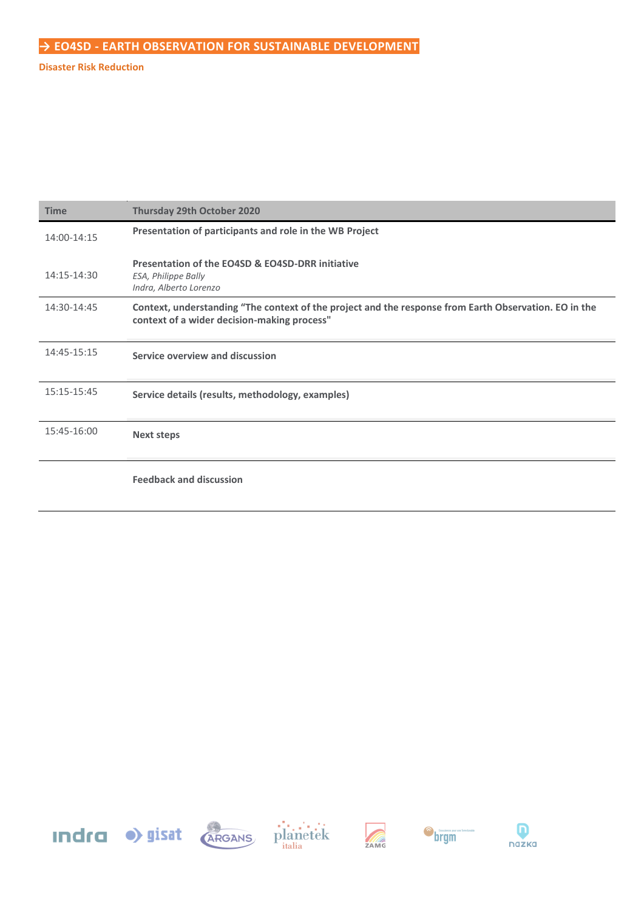## → EO4SD - EARTH OBSERVATION FOR SUSTAINABLE DEVELOPMENT

**Disaster Risk Reduction**

| Time | Thursday 29th October 2020 |
|---|---|
| 14:00-14:15 | **Presentation of participants and role in the WB Project** |
| 14:15-14:30 | **Presentation of the EO4SD & EO4SD-DRR initiative**<br>*ESA, Philippe Bally*<br>*Indra, Alberto Lorenzo* |
| 14:30-14:45 | **Context, understanding "The context of the project and the response from Earth Observation. EO in the context of a wider decision-making process"** |
| 14:45-15:15 | **Service overview and discussion** |
| 15:15-15:45 | **Service details (results, methodology, examples)** |
| 15:45-16:00 | **Next steps** |
| | **Feedback and discussion** |

indra gisat ARGANS planetek italia ZAMG brgm nazka